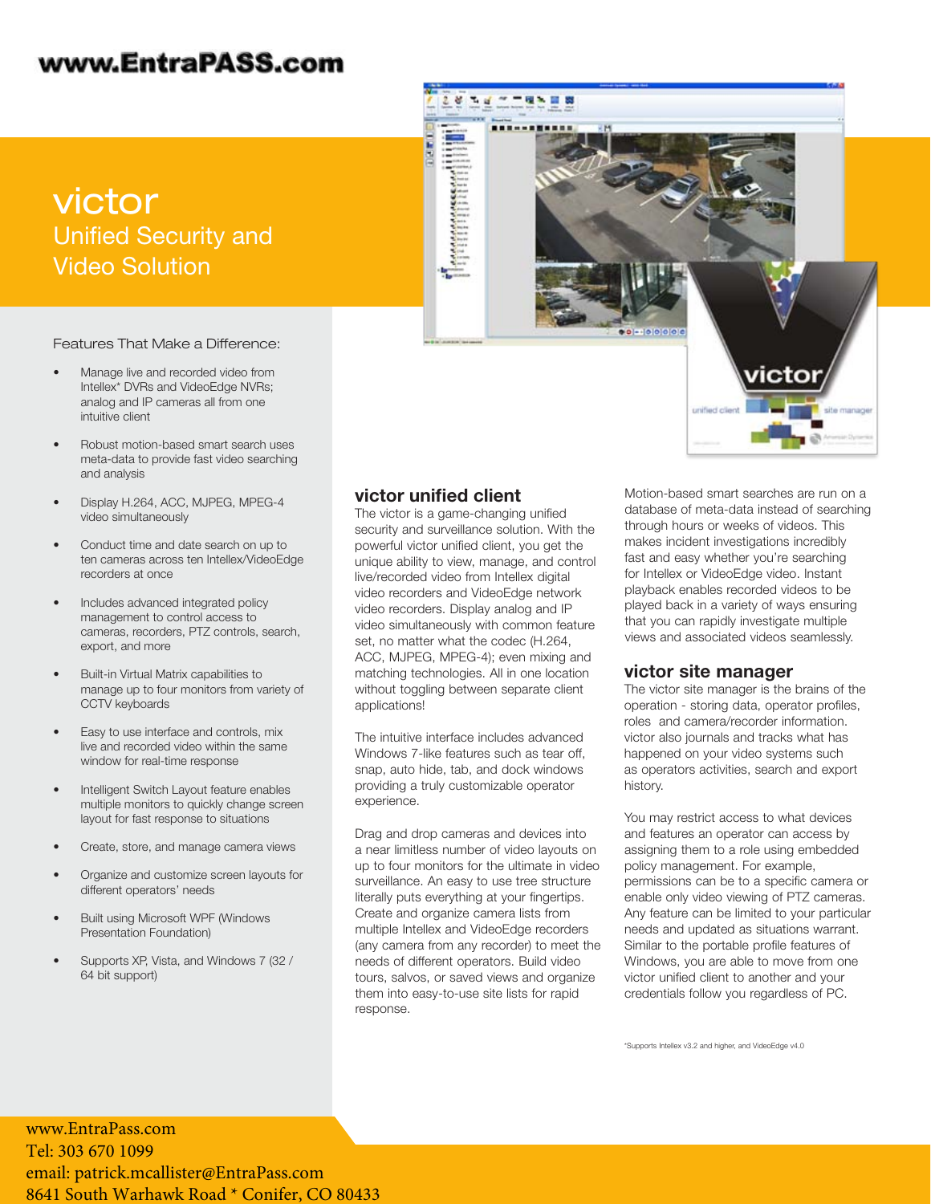www.EntraPASS.com

# victor

## Unified Security and Video Solution

Features That Make a Difference:

- Manage live and recorded video from Intellex* DVRs and VideoEdge NVRs; analog and IP cameras all from one intuitive client
- Robust motion-based smart search uses meta-data to provide fast video searching and analysis
- Display H.264, ACC, MJPEG, MPEG-4 video simultaneously
- Conduct time and date search on up to ten cameras across ten Intellex/VideoEdge recorders at once
- Includes advanced integrated policy management to control access to cameras, recorders, PTZ controls, search, export, and more
- Built-in Virtual Matrix capabilities to manage up to four monitors from variety of CCTV keyboards
- Easy to use interface and controls, mix live and recorded video within the same window for real-time response
- Intelligent Switch Layout feature enables multiple monitors to quickly change screen layout for fast response to situations
- Create, store, and manage camera views
- Organize and customize screen layouts for different operators' needs
- Built using Microsoft WPF (Windows Presentation Foundation)
- Supports XP, Vista, and Windows 7 (32 / 64 bit support)

## victor unified client

The victor is a game-changing unified security and surveillance solution. With the powerful victor unified client, you get the unique ability to view, manage, and control live/recorded video from Intellex digital video recorders and VideoEdge network video recorders. Display analog and IP video simultaneously with common feature set, no matter what the codec (H.264, ACC, MJPEG, MPEG-4); even mixing and matching technologies. All in one location without toggling between separate client applications!

The intuitive interface includes advanced Windows 7-like features such as tear off, snap, auto hide, tab, and dock windows providing a truly customizable operator experience.

Drag and drop cameras and devices into a near limitless number of video layouts on up to four monitors for the ultimate in video surveillance. An easy to use tree structure literally puts everything at your fingertips. Create and organize camera lists from multiple Intellex and VideoEdge recorders (any camera from any recorder) to meet the needs of different operators. Build video tours, salvos, or saved views and organize them into easy-to-use site lists for rapid response.

Motion-based smart searches are run on a database of meta-data instead of searching through hours or weeks of videos. This makes incident investigations incredibly fast and easy whether you're searching for Intellex or VideoEdge video. Instant playback enables recorded videos to be played back in a variety of ways ensuring that you can rapidly investigate multiple views and associated videos seamlessly.

## victor site manager

The victor site manager is the brains of the operation - storing data, operator profiles, roles and camera/recorder information. victor also journals and tracks what has happened on your video systems such as operators activities, search and export history.

You may restrict access to what devices and features an operator can access by assigning them to a role using embedded policy management. For example, permissions can be to a specific camera or enable only video viewing of PTZ cameras. Any feature can be limited to your particular needs and updated as situations warrant. Similar to the portable profile features of Windows, you are able to move from one victor unified client to another and your credentials follow you regardless of PC.

*Supports Intellex v3.2 and higher, and VideoEdge v4.0

www.EntraPass.com
Tel: 303 670 1099
email: patrick.mcallister@EntraPass.com
8641 South Warhawk Road * Conifer, CO 80433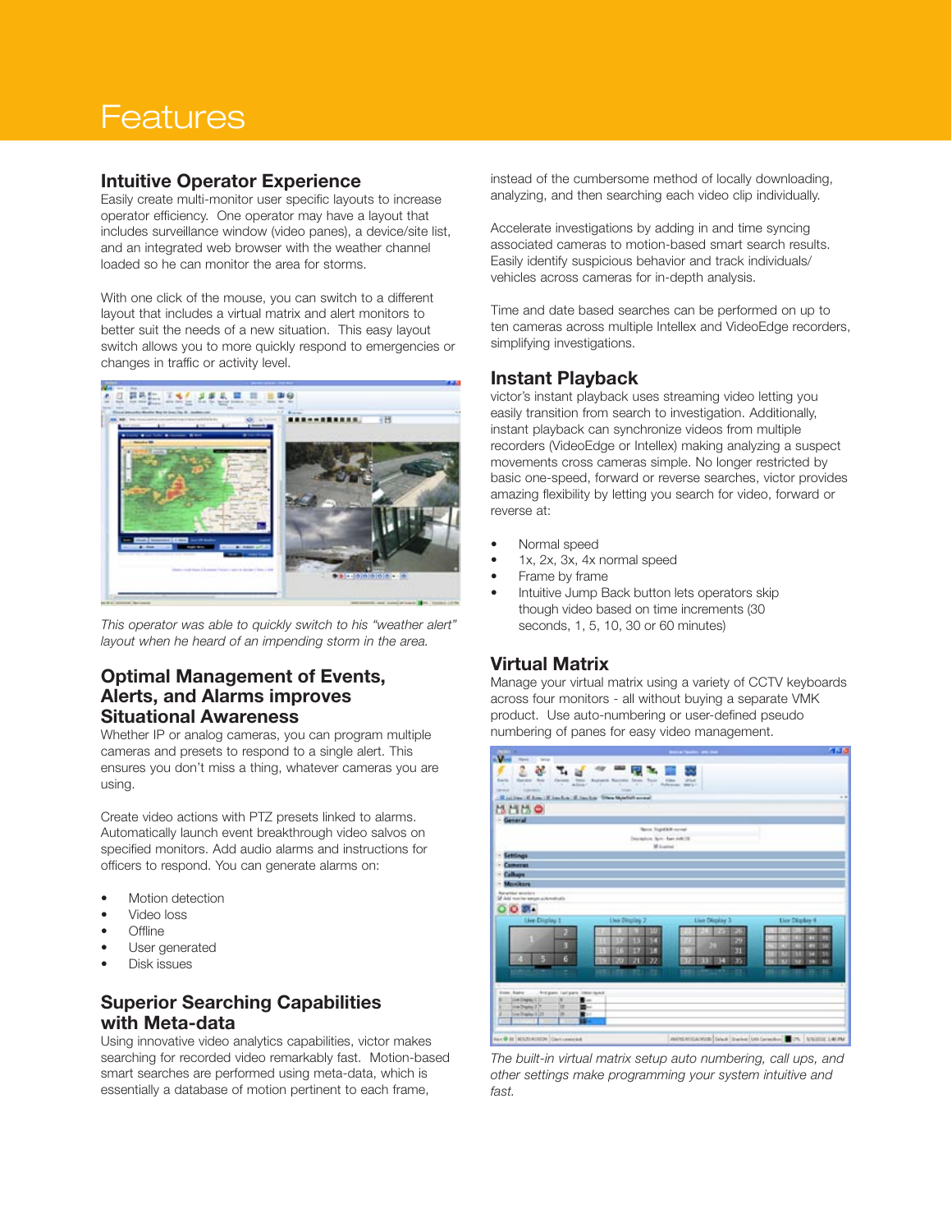# Features

## Intuitive Operator Experience

Easily create multi-monitor user specific layouts to increase operator efficiency. One operator may have a layout that includes surveillance window (video panes), a device/site list, and an integrated web browser with the weather channel loaded so he can monitor the area for storms.

With one click of the mouse, you can switch to a different layout that includes a virtual matrix and alert monitors to better suit the needs of a new situation. This easy layout switch allows you to more quickly respond to emergencies or changes in traffic or activity level.

*This operator was able to quickly switch to his "weather alert" layout when he heard of an impending storm in the area.*

## Optimal Management of Events, Alerts, and Alarms improves Situational Awareness

Whether IP or analog cameras, you can program multiple cameras and presets to respond to a single alert. This ensures you don't miss a thing, whatever cameras you are using.

Create video actions with PTZ presets linked to alarms. Automatically launch event breakthrough video salvos on specified monitors. Add audio alarms and instructions for officers to respond. You can generate alarms on:

- Motion detection
- Video loss
- Offline
- User generated
- Disk issues

## Superior Searching Capabilities with Meta-data

Using innovative video analytics capabilities, victor makes searching for recorded video remarkably fast. Motion-based smart searches are performed using meta-data, which is essentially a database of motion pertinent to each frame, instead of the cumbersome method of locally downloading, analyzing, and then searching each video clip individually.

Accelerate investigations by adding in and time syncing associated cameras to motion-based smart search results. Easily identify suspicious behavior and track individuals/vehicles across cameras for in-depth analysis.

Time and date based searches can be performed on up to ten cameras across multiple Intellex and VideoEdge recorders, simplifying investigations.

## Instant Playback

victor's instant playback uses streaming video letting you easily transition from search to investigation. Additionally, instant playback can synchronize videos from multiple recorders (VideoEdge or Intellex) making analyzing a suspect movements cross cameras simple. No longer restricted by basic one-speed, forward or reverse searches, victor provides amazing flexibility by letting you search for video, forward or reverse at:

- Normal speed
- 1x, 2x, 3x, 4x normal speed
- Frame by frame
- Intuitive Jump Back button lets operators skip though video based on time increments (30 seconds, 1, 5, 10, 30 or 60 minutes)

## Virtual Matrix

Manage your virtual matrix using a variety of CCTV keyboards across four monitors - all without buying a separate VMK product. Use auto-numbering or user-defined pseudo numbering of panes for easy video management.

*The built-in virtual matrix setup auto numbering, call ups, and other settings make programming your system intuitive and fast.*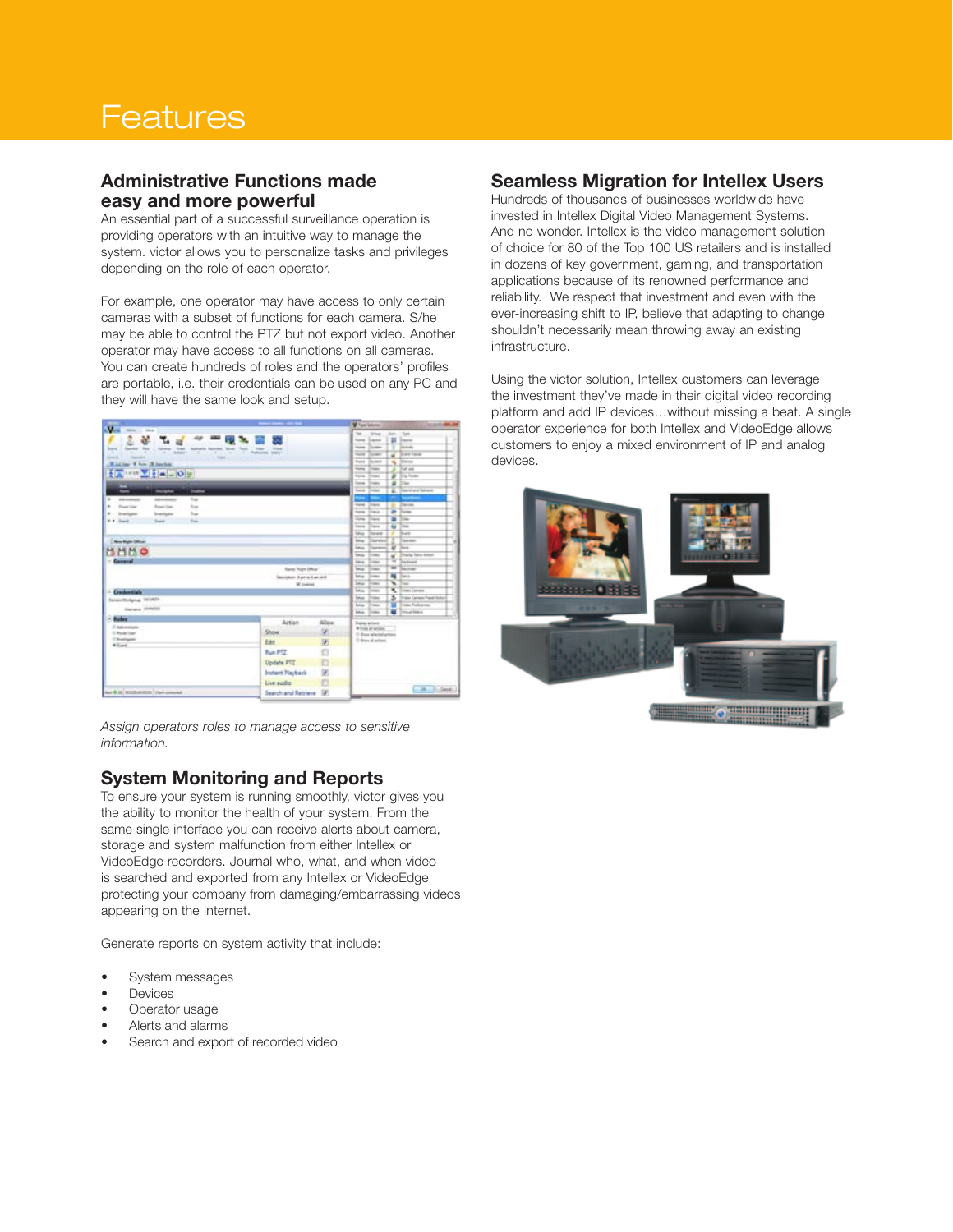# Features

## Administrative Functions made easy and more powerful

An essential part of a successful surveillance operation is providing operators with an intuitive way to manage the system. victor allows you to personalize tasks and privileges depending on the role of each operator.

For example, one operator may have access to only certain cameras with a subset of functions for each camera. S/he may be able to control the PTZ but not export video. Another operator may have access to all functions on all cameras. You can create hundreds of roles and the operators' profiles are portable, i.e. their credentials can be used on any PC and they will have the same look and setup.

*Assign operators roles to manage access to sensitive information.*

## System Monitoring and Reports

To ensure your system is running smoothly, victor gives you the ability to monitor the health of your system. From the same single interface you can receive alerts about camera, storage and system malfunction from either Intellex or VideoEdge recorders. Journal who, what, and when video is searched and exported from any Intellex or VideoEdge protecting your company from damaging/embarrassing videos appearing on the Internet.

Generate reports on system activity that include:

- System messages
- Devices
- Operator usage
- Alerts and alarms
- Search and export of recorded video

## Seamless Migration for Intellex Users

Hundreds of thousands of businesses worldwide have invested in Intellex Digital Video Management Systems. And no wonder. Intellex is the video management solution of choice for 80 of the Top 100 US retailers and is installed in dozens of key government, gaming, and transportation applications because of its renowned performance and reliability. We respect that investment and even with the ever-increasing shift to IP, believe that adapting to change shouldn't necessarily mean throwing away an existing infrastructure.

Using the victor solution, Intellex customers can leverage the investment they've made in their digital video recording platform and add IP devices…without missing a beat. A single operator experience for both Intellex and VideoEdge allows customers to enjoy a mixed environment of IP and analog devices.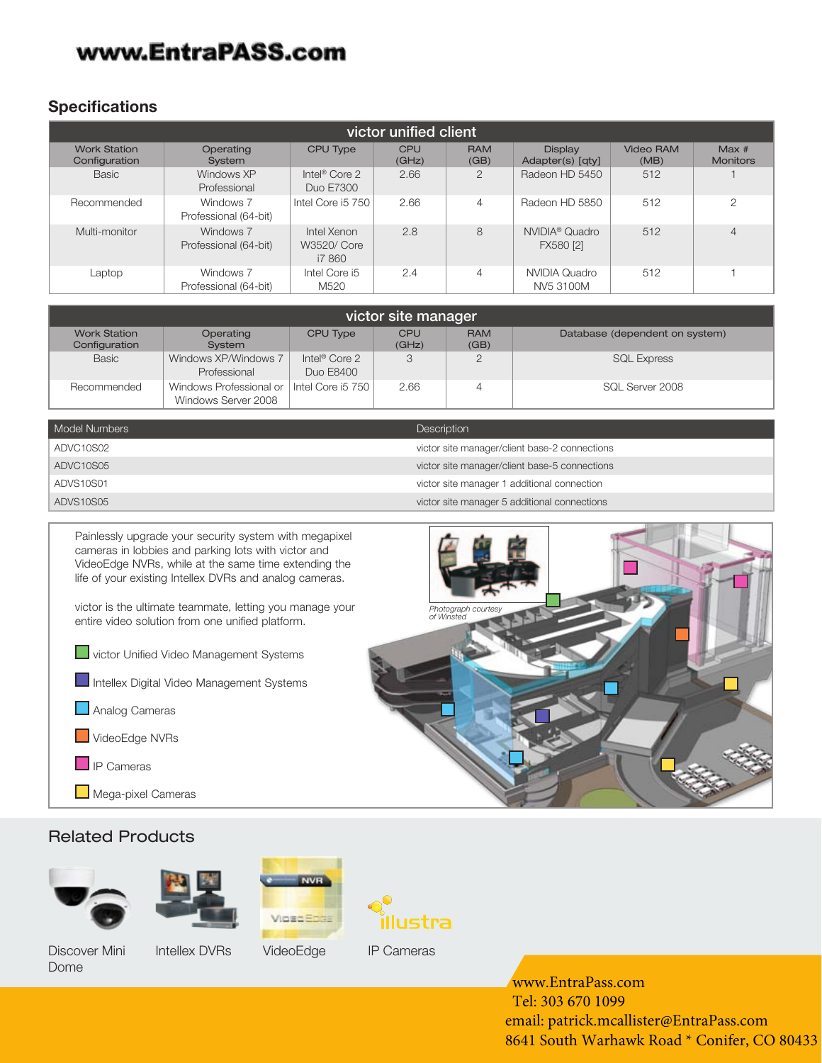www.EntraPASS.com

## Specifications

| victor unified client | | | | | | | |
|---|---|---|---|---|---|---|---|
| Work Station Configuration | Operating System | CPU Type | CPU (GHz) | RAM (GB) | Display Adapter(s) [qty] | Video RAM (MB) | Max # Monitors |
| Basic | Windows XP Professional | Intel® Core 2 Duo E7300 | 2.66 | 2 | Radeon HD 5450 | 512 | 1 |
| Recommended | Windows 7 Professional (64-bit) | Intel Core i5 750 | 2.66 | 4 | Radeon HD 5850 | 512 | 2 |
| Multi-monitor | Windows 7 Professional (64-bit) | Intel Xenon W3520/ Core i7 860 | 2.8 | 8 | NVIDIA® Quadro FX580 [2] | 512 | 4 |
| Laptop | Windows 7 Professional (64-bit) | Intel Core i5 M520 | 2.4 | 4 | NVIDIA Quadro NV5 3100M | 512 | 1 |

| victor site manager | | | | | |
|---|---|---|---|---|---|
| Work Station Configuration | Operating System | CPU Type | CPU (GHz) | RAM (GB) | Database (dependent on system) |
| Basic | Windows XP/Windows 7 Professional | Intel® Core 2 Duo E8400 | 3 | 2 | SQL Express |
| Recommended | Windows Professional or Windows Server 2008 | Intel Core i5 750 | 2.66 | 4 | SQL Server 2008 |

| Model Numbers | Description |
|---|---|
| ADVC10S02 | victor site manager/client base-2 connections |
| ADVC10S05 | victor site manager/client base-5 connections |
| ADVS10S01 | victor site manager 1 additional connection |
| ADVS10S05 | victor site manager 5 additional connections |

Painlessly upgrade your security system with megapixel cameras in lobbies and parking lots with victor and VideoEdge NVRs, while at the same time extending the life of your existing Intellex DVRs and analog cameras.

victor is the ultimate teammate, letting you manage your entire video solution from one unified platform.

- victor Unified Video Management Systems
- Intellex Digital Video Management Systems
- Analog Cameras
- VideoEdge NVRs
- IP Cameras
- Mega-pixel Cameras

*Photograph courtesy of Winsted*

## Related Products

Discover Mini Dome

Intellex DVRs

VideoEdge

IP Cameras

www.EntraPass.com
Tel: 303 670 1099
email: patrick.mcallister@EntraPass.com
8641 South Warhawk Road * Conifer, CO 80433